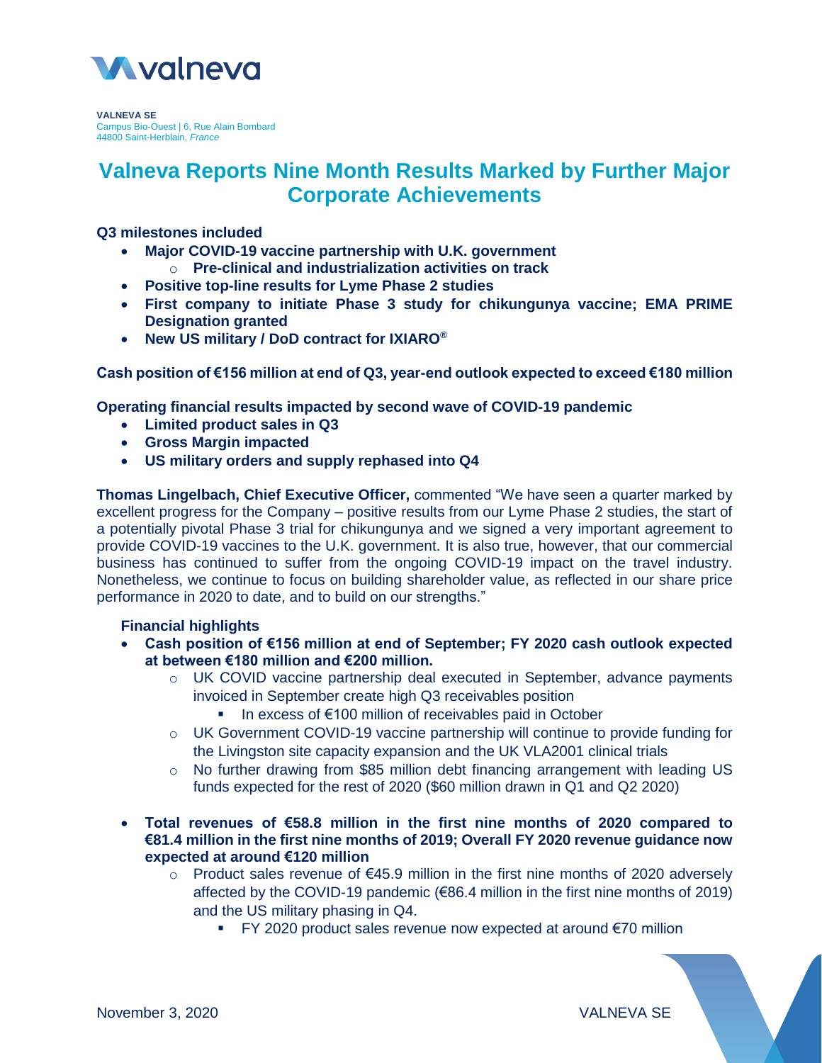**VALNEVA SE**
Campus Bio-Ouest | 6, Rue Alain Bombard
44800 Saint-Herblain, *France*

# Valneva Reports Nine Month Results Marked by Further Major Corporate Achievements

**Q3 milestones included**

- **Major COVID-19 vaccine partnership with U.K. government**
  - **Pre-clinical and industrialization activities on track**
- **Positive top-line results for Lyme Phase 2 studies**
- **First company to initiate Phase 3 study for chikungunya vaccine; EMA PRIME Designation granted**
- **New US military / DoD contract for IXIARO®**

**Cash position of €156 million at end of Q3, year-end outlook expected to exceed €180 million**

**Operating financial results impacted by second wave of COVID-19 pandemic**

- **Limited product sales in Q3**
- **Gross Margin impacted**
- **US military orders and supply rephased into Q4**

**Thomas Lingelbach, Chief Executive Officer,** commented "We have seen a quarter marked by excellent progress for the Company – positive results from our Lyme Phase 2 studies, the start of a potentially pivotal Phase 3 trial for chikungunya and we signed a very important agreement to provide COVID-19 vaccines to the U.K. government. It is also true, however, that our commercial business has continued to suffer from the ongoing COVID-19 impact on the travel industry. Nonetheless, we continue to focus on building shareholder value, as reflected in our share price performance in 2020 to date, and to build on our strengths."

**Financial highlights**

- **Cash position of €156 million at end of September; FY 2020 cash outlook expected at between €180 million and €200 million.**
  - UK COVID vaccine partnership deal executed in September, advance payments invoiced in September create high Q3 receivables position
    - In excess of €100 million of receivables paid in October
  - UK Government COVID-19 vaccine partnership will continue to provide funding for the Livingston site capacity expansion and the UK VLA2001 clinical trials
  - No further drawing from $85 million debt financing arrangement with leading US funds expected for the rest of 2020 ($60 million drawn in Q1 and Q2 2020)

- **Total revenues of €58.8 million in the first nine months of 2020 compared to €81.4 million in the first nine months of 2019; Overall FY 2020 revenue guidance now expected at around €120 million**
  - Product sales revenue of €45.9 million in the first nine months of 2020 adversely affected by the COVID-19 pandemic (€86.4 million in the first nine months of 2019) and the US military phasing in Q4.
    - FY 2020 product sales revenue now expected at around €70 million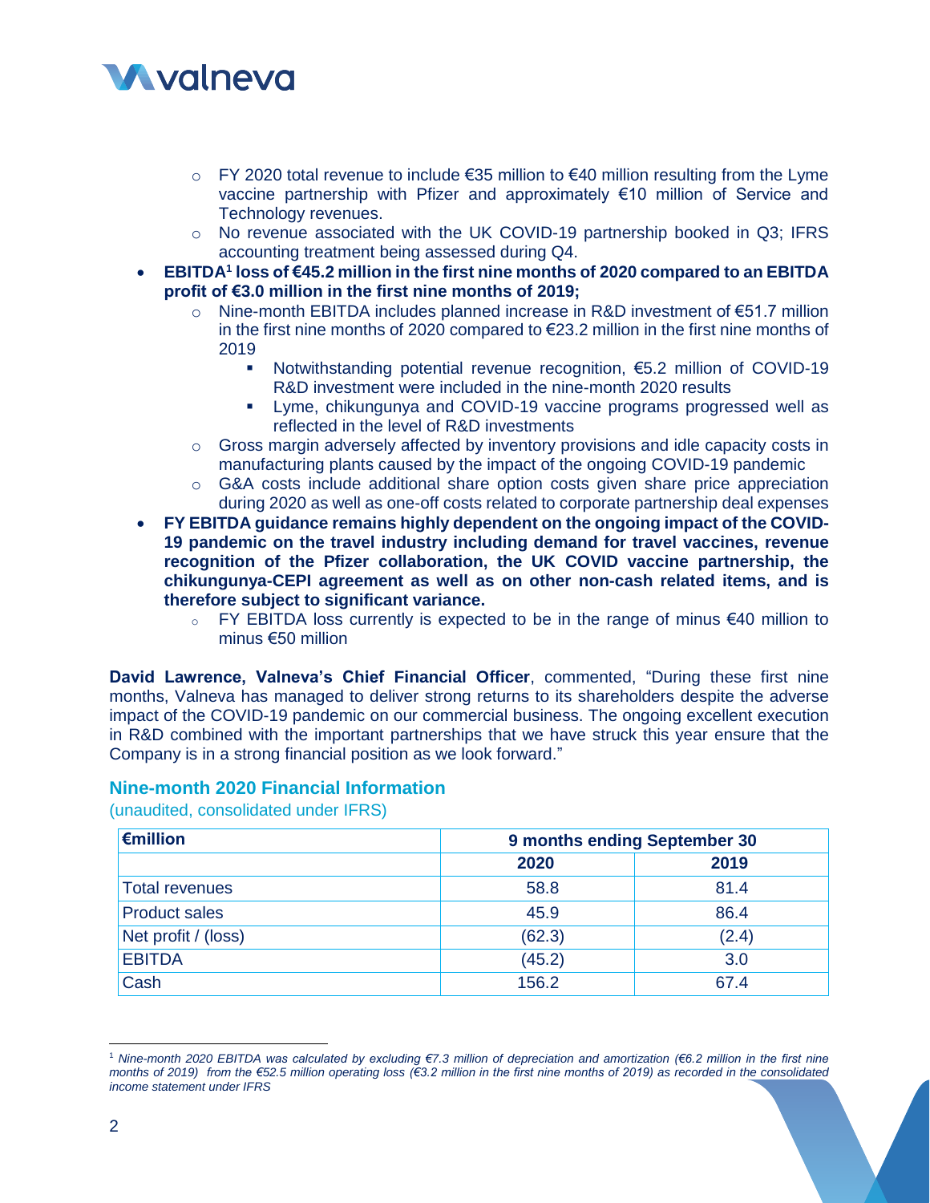- FY 2020 total revenue to include €35 million to €40 million resulting from the Lyme vaccine partnership with Pfizer and approximately €10 million of Service and Technology revenues.
    - No revenue associated with the UK COVID-19 partnership booked in Q3; IFRS accounting treatment being assessed during Q4.
- **EBITDA[1] loss of €45.2 million in the first nine months of 2020 compared to an EBITDA profit of €3.0 million in the first nine months of 2019;**
    - Nine-month EBITDA includes planned increase in R&D investment of €51.7 million in the first nine months of 2020 compared to €23.2 million in the first nine months of 2019
        - Notwithstanding potential revenue recognition, €5.2 million of COVID-19 R&D investment were included in the nine-month 2020 results
        - Lyme, chikungunya and COVID-19 vaccine programs progressed well as reflected in the level of R&D investments
    - Gross margin adversely affected by inventory provisions and idle capacity costs in manufacturing plants caused by the impact of the ongoing COVID-19 pandemic
    - G&A costs include additional share option costs given share price appreciation during 2020 as well as one-off costs related to corporate partnership deal expenses
- **FY EBITDA guidance remains highly dependent on the ongoing impact of the COVID-19 pandemic on the travel industry including demand for travel vaccines, revenue recognition of the Pfizer collaboration, the UK COVID vaccine partnership, the chikungunya-CEPI agreement as well as on other non-cash related items, and is therefore subject to significant variance.**
    - FY EBITDA loss currently is expected to be in the range of minus €40 million to minus €50 million

**David Lawrence, Valneva's Chief Financial Officer**, commented, "During these first nine months, Valneva has managed to deliver strong returns to its shareholders despite the adverse impact of the COVID-19 pandemic on our commercial business. The ongoing excellent execution in R&D combined with the important partnerships that we have struck this year ensure that the Company is in a strong financial position as we look forward."

## Nine-month 2020 Financial Information

(unaudited, consolidated under IFRS)

| €million | 9 months ending September 30 | |
|---|---|---|
| | 2020 | 2019 |
| Total revenues | 58.8 | 81.4 |
| Product sales | 45.9 | 86.4 |
| Net profit / (loss) | (62.3) | (2.4) |
| EBITDA | (45.2) | 3.0 |
| Cash | 156.2 | 67.4 |

[1] *Nine-month 2020 EBITDA was calculated by excluding €7.3 million of depreciation and amortization (€6.2 million in the first nine months of 2019) from the €52.5 million operating loss (€3.2 million in the first nine months of 2019) as recorded in the consolidated income statement under IFRS*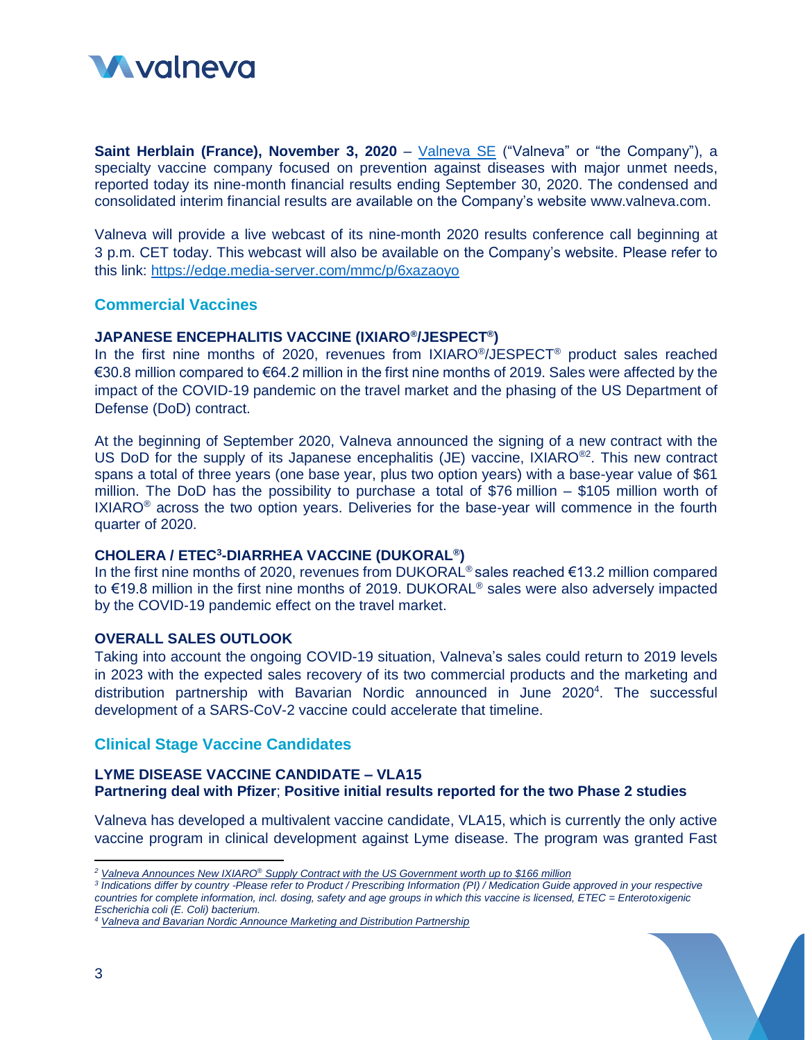**Saint Herblain (France), November 3, 2020** – Valneva SE ("Valneva" or "the Company"), a specialty vaccine company focused on prevention against diseases with major unmet needs, reported today its nine-month financial results ending September 30, 2020. The condensed and consolidated interim financial results are available on the Company's website www.valneva.com.

Valneva will provide a live webcast of its nine-month 2020 results conference call beginning at 3 p.m. CET today. This webcast will also be available on the Company's website. Please refer to this link: https://edge.media-server.com/mmc/p/6xazaoyo

## Commercial Vaccines

### JAPANESE ENCEPHALITIS VACCINE (IXIARO®/JESPECT®)

In the first nine months of 2020, revenues from IXIARO®/JESPECT® product sales reached €30.8 million compared to €64.2 million in the first nine months of 2019. Sales were affected by the impact of the COVID-19 pandemic on the travel market and the phasing of the US Department of Defense (DoD) contract.

At the beginning of September 2020, Valneva announced the signing of a new contract with the US DoD for the supply of its Japanese encephalitis (JE) vaccine, IXIARO®[2]. This new contract spans a total of three years (one base year, plus two option years) with a base-year value of $61 million. The DoD has the possibility to purchase a total of $76 million – $105 million worth of IXIARO® across the two option years. Deliveries for the base-year will commence in the fourth quarter of 2020.

### CHOLERA / ETEC[3]-DIARRHEA VACCINE (DUKORAL®)

In the first nine months of 2020, revenues from DUKORAL® sales reached €13.2 million compared to €19.8 million in the first nine months of 2019. DUKORAL® sales were also adversely impacted by the COVID-19 pandemic effect on the travel market.

### OVERALL SALES OUTLOOK

Taking into account the ongoing COVID-19 situation, Valneva's sales could return to 2019 levels in 2023 with the expected sales recovery of its two commercial products and the marketing and distribution partnership with Bavarian Nordic announced in June 2020[4]. The successful development of a SARS-CoV-2 vaccine could accelerate that timeline.

## Clinical Stage Vaccine Candidates

### LYME DISEASE VACCINE CANDIDATE – VLA15

**Partnering deal with Pfizer**; **Positive initial results reported for the two Phase 2 studies**

Valneva has developed a multivalent vaccine candidate, VLA15, which is currently the only active vaccine program in clinical development against Lyme disease. The program was granted Fast

---

*[2] Valneva Announces New IXIARO® Supply Contract with the US Government worth up to $166 million*

*[3] Indications differ by country -Please refer to Product / Prescribing Information (PI) / Medication Guide approved in your respective countries for complete information, incl. dosing, safety and age groups in which this vaccine is licensed, ETEC = Enterotoxigenic Escherichia coli (E. Coli) bacterium.*

*[4] Valneva and Bavarian Nordic Announce Marketing and Distribution Partnership*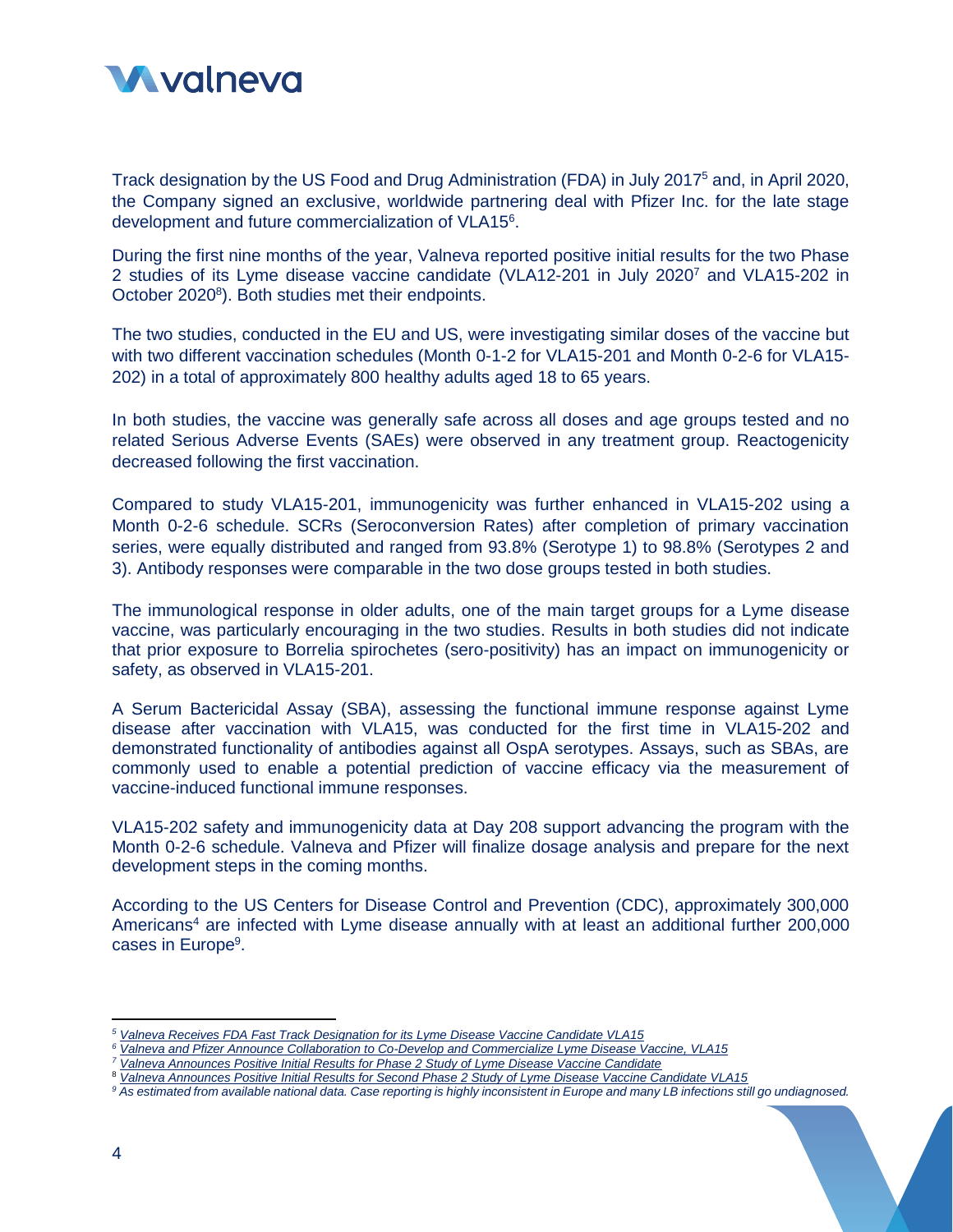Track designation by the US Food and Drug Administration (FDA) in July 2017[5] and, in April 2020, the Company signed an exclusive, worldwide partnering deal with Pfizer Inc. for the late stage development and future commercialization of VLA15[6].

During the first nine months of the year, Valneva reported positive initial results for the two Phase 2 studies of its Lyme disease vaccine candidate (VLA12-201 in July 2020[7] and VLA15-202 in October 2020[8]). Both studies met their endpoints.

The two studies, conducted in the EU and US, were investigating similar doses of the vaccine but with two different vaccination schedules (Month 0-1-2 for VLA15-201 and Month 0-2-6 for VLA15-202) in a total of approximately 800 healthy adults aged 18 to 65 years.

In both studies, the vaccine was generally safe across all doses and age groups tested and no related Serious Adverse Events (SAEs) were observed in any treatment group. Reactogenicity decreased following the first vaccination.

Compared to study VLA15-201, immunogenicity was further enhanced in VLA15-202 using a Month 0-2-6 schedule. SCRs (Seroconversion Rates) after completion of primary vaccination series, were equally distributed and ranged from 93.8% (Serotype 1) to 98.8% (Serotypes 2 and 3). Antibody responses were comparable in the two dose groups tested in both studies.

The immunological response in older adults, one of the main target groups for a Lyme disease vaccine, was particularly encouraging in the two studies. Results in both studies did not indicate that prior exposure to Borrelia spirochetes (sero-positivity) has an impact on immunogenicity or safety, as observed in VLA15-201.

A Serum Bactericidal Assay (SBA), assessing the functional immune response against Lyme disease after vaccination with VLA15, was conducted for the first time in VLA15-202 and demonstrated functionality of antibodies against all OspA serotypes. Assays, such as SBAs, are commonly used to enable a potential prediction of vaccine efficacy via the measurement of vaccine-induced functional immune responses.

VLA15-202 safety and immunogenicity data at Day 208 support advancing the program with the Month 0-2-6 schedule. Valneva and Pfizer will finalize dosage analysis and prepare for the next development steps in the coming months.

According to the US Centers for Disease Control and Prevention (CDC), approximately 300,000 Americans[4] are infected with Lyme disease annually with at least an additional further 200,000 cases in Europe[9].

---

[5] *Valneva Receives FDA Fast Track Designation for its Lyme Disease Vaccine Candidate VLA15*

[6] *Valneva and Pfizer Announce Collaboration to Co-Develop and Commercialize Lyme Disease Vaccine, VLA15*

[7] *Valneva Announces Positive Initial Results for Phase 2 Study of Lyme Disease Vaccine Candidate*

[8] *Valneva Announces Positive Initial Results for Second Phase 2 Study of Lyme Disease Vaccine Candidate VLA15*

[9] *As estimated from available national data. Case reporting is highly inconsistent in Europe and many LB infections still go undiagnosed.*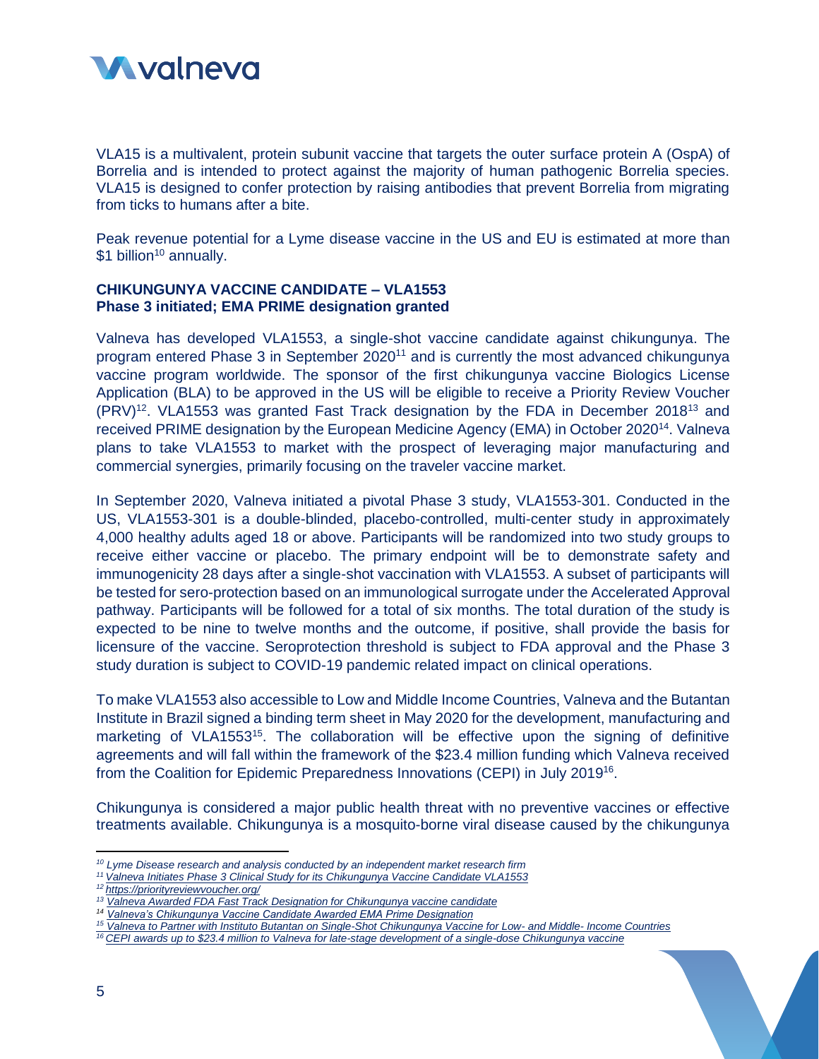VLA15 is a multivalent, protein subunit vaccine that targets the outer surface protein A (OspA) of Borrelia and is intended to protect against the majority of human pathogenic Borrelia species. VLA15 is designed to confer protection by raising antibodies that prevent Borrelia from migrating from ticks to humans after a bite.

Peak revenue potential for a Lyme disease vaccine in the US and EU is estimated at more than $1 billion[10] annually.

**CHIKUNGUNYA VACCINE CANDIDATE – VLA1553**
**Phase 3 initiated; EMA PRIME designation granted**

Valneva has developed VLA1553, a single-shot vaccine candidate against chikungunya. The program entered Phase 3 in September 2020[11] and is currently the most advanced chikungunya vaccine program worldwide. The sponsor of the first chikungunya vaccine Biologics License Application (BLA) to be approved in the US will be eligible to receive a Priority Review Voucher (PRV)[12]. VLA1553 was granted Fast Track designation by the FDA in December 2018[13] and received PRIME designation by the European Medicine Agency (EMA) in October 2020[14]. Valneva plans to take VLA1553 to market with the prospect of leveraging major manufacturing and commercial synergies, primarily focusing on the traveler vaccine market.

In September 2020, Valneva initiated a pivotal Phase 3 study, VLA1553-301. Conducted in the US, VLA1553-301 is a double-blinded, placebo-controlled, multi-center study in approximately 4,000 healthy adults aged 18 or above. Participants will be randomized into two study groups to receive either vaccine or placebo. The primary endpoint will be to demonstrate safety and immunogenicity 28 days after a single-shot vaccination with VLA1553. A subset of participants will be tested for sero-protection based on an immunological surrogate under the Accelerated Approval pathway. Participants will be followed for a total of six months. The total duration of the study is expected to be nine to twelve months and the outcome, if positive, shall provide the basis for licensure of the vaccine. Seroprotection threshold is subject to FDA approval and the Phase 3 study duration is subject to COVID-19 pandemic related impact on clinical operations.

To make VLA1553 also accessible to Low and Middle Income Countries, Valneva and the Butantan Institute in Brazil signed a binding term sheet in May 2020 for the development, manufacturing and marketing of VLA1553[15]. The collaboration will be effective upon the signing of definitive agreements and will fall within the framework of the $23.4 million funding which Valneva received from the Coalition for Epidemic Preparedness Innovations (CEPI) in July 2019[16].

Chikungunya is considered a major public health threat with no preventive vaccines or effective treatments available. Chikungunya is a mosquito-borne viral disease caused by the chikungunya

---

*[10] Lyme Disease research and analysis conducted by an independent market research firm*
*[11] Valneva Initiates Phase 3 Clinical Study for its Chikungunya Vaccine Candidate VLA1553*
*[12] https://priorityreviewvoucher.org/*
*[13] Valneva Awarded FDA Fast Track Designation for Chikungunya vaccine candidate*
*[14] Valneva's Chikungunya Vaccine Candidate Awarded EMA Prime Designation*
*[15] Valneva to Partner with Instituto Butantan on Single-Shot Chikungunya Vaccine for Low- and Middle- Income Countries*
*[16] CEPI awards up to $23.4 million to Valneva for late-stage development of a single-dose Chikungunya vaccine*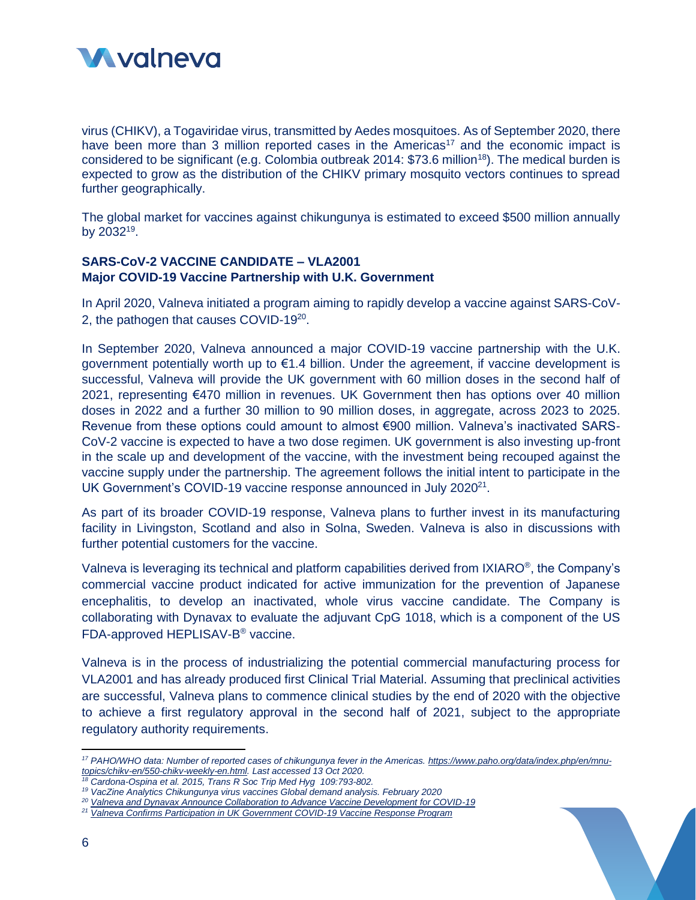virus (CHIKV), a Togaviridae virus, transmitted by Aedes mosquitoes. As of September 2020, there have been more than 3 million reported cases in the Americas[17] and the economic impact is considered to be significant (e.g. Colombia outbreak 2014: $73.6 million[18]). The medical burden is expected to grow as the distribution of the CHIKV primary mosquito vectors continues to spread further geographically.

The global market for vaccines against chikungunya is estimated to exceed $500 million annually by 2032[19].

**SARS-CoV-2 VACCINE CANDIDATE – VLA2001**
**Major COVID-19 Vaccine Partnership with U.K. Government**

In April 2020, Valneva initiated a program aiming to rapidly develop a vaccine against SARS-CoV-2, the pathogen that causes COVID-19[20].

In September 2020, Valneva announced a major COVID-19 vaccine partnership with the U.K. government potentially worth up to €1.4 billion. Under the agreement, if vaccine development is successful, Valneva will provide the UK government with 60 million doses in the second half of 2021, representing €470 million in revenues. UK Government then has options over 40 million doses in 2022 and a further 30 million to 90 million doses, in aggregate, across 2023 to 2025. Revenue from these options could amount to almost €900 million. Valneva's inactivated SARS-CoV-2 vaccine is expected to have a two dose regimen. UK government is also investing up-front in the scale up and development of the vaccine, with the investment being recouped against the vaccine supply under the partnership. The agreement follows the initial intent to participate in the UK Government's COVID-19 vaccine response announced in July 2020[21].

As part of its broader COVID-19 response, Valneva plans to further invest in its manufacturing facility in Livingston, Scotland and also in Solna, Sweden. Valneva is also in discussions with further potential customers for the vaccine.

Valneva is leveraging its technical and platform capabilities derived from IXIARO®, the Company's commercial vaccine product indicated for active immunization for the prevention of Japanese encephalitis, to develop an inactivated, whole virus vaccine candidate. The Company is collaborating with Dynavax to evaluate the adjuvant CpG 1018, which is a component of the US FDA-approved HEPLISAV-B® vaccine.

Valneva is in the process of industrializing the potential commercial manufacturing process for VLA2001 and has already produced first Clinical Trial Material. Assuming that preclinical activities are successful, Valneva plans to commence clinical studies by the end of 2020 with the objective to achieve a first regulatory approval in the second half of 2021, subject to the appropriate regulatory authority requirements.

---

[17] *PAHO/WHO data: Number of reported cases of chikungunya fever in the Americas. https://www.paho.org/data/index.php/en/mnu-topics/chikv-en/550-chikv-weekly-en.html. Last accessed 13 Oct 2020.*

[18] *Cardona-Ospina et al. 2015, Trans R Soc Trip Med Hyg 109:793-802.*

[19] *VacZine Analytics Chikungunya virus vaccines Global demand analysis. February 2020*

[20] *Valneva and Dynavax Announce Collaboration to Advance Vaccine Development for COVID-19*

[21] *Valneva Confirms Participation in UK Government COVID-19 Vaccine Response Program*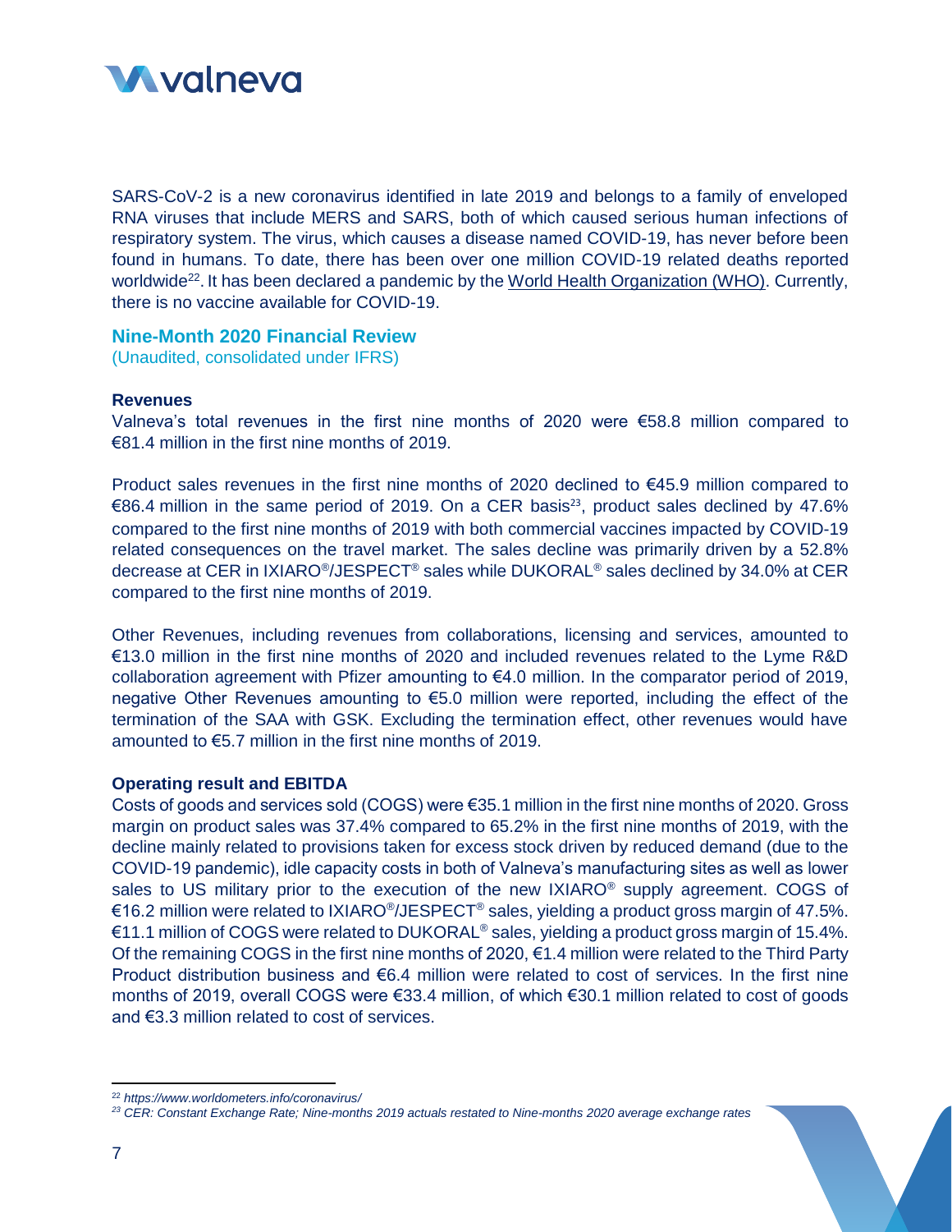SARS-CoV-2 is a new coronavirus identified in late 2019 and belongs to a family of enveloped RNA viruses that include MERS and SARS, both of which caused serious human infections of respiratory system. The virus, which causes a disease named COVID-19, has never before been found in humans. To date, there has been over one million COVID-19 related deaths reported worldwide[22]. It has been declared a pandemic by the World Health Organization (WHO). Currently, there is no vaccine available for COVID-19.

## Nine-Month 2020 Financial Review

(Unaudited, consolidated under IFRS)

### Revenues

Valneva's total revenues in the first nine months of 2020 were €58.8 million compared to €81.4 million in the first nine months of 2019.

Product sales revenues in the first nine months of 2020 declined to €45.9 million compared to €86.4 million in the same period of 2019. On a CER basis[23], product sales declined by 47.6% compared to the first nine months of 2019 with both commercial vaccines impacted by COVID-19 related consequences on the travel market. The sales decline was primarily driven by a 52.8% decrease at CER in IXIARO®/JESPECT® sales while DUKORAL® sales declined by 34.0% at CER compared to the first nine months of 2019.

Other Revenues, including revenues from collaborations, licensing and services, amounted to €13.0 million in the first nine months of 2020 and included revenues related to the Lyme R&D collaboration agreement with Pfizer amounting to €4.0 million. In the comparator period of 2019, negative Other Revenues amounting to €5.0 million were reported, including the effect of the termination of the SAA with GSK. Excluding the termination effect, other revenues would have amounted to €5.7 million in the first nine months of 2019.

### Operating result and EBITDA

Costs of goods and services sold (COGS) were €35.1 million in the first nine months of 2020. Gross margin on product sales was 37.4% compared to 65.2% in the first nine months of 2019, with the decline mainly related to provisions taken for excess stock driven by reduced demand (due to the COVID-19 pandemic), idle capacity costs in both of Valneva's manufacturing sites as well as lower sales to US military prior to the execution of the new IXIARO® supply agreement. COGS of €16.2 million were related to IXIARO®/JESPECT® sales, yielding a product gross margin of 47.5%. €11.1 million of COGS were related to DUKORAL® sales, yielding a product gross margin of 15.4%. Of the remaining COGS in the first nine months of 2020, €1.4 million were related to the Third Party Product distribution business and €6.4 million were related to cost of services. In the first nine months of 2019, overall COGS were €33.4 million, of which €30.1 million related to cost of goods and €3.3 million related to cost of services.

---

[22] *https://www.worldometers.info/coronavirus/*

[23] *CER: Constant Exchange Rate; Nine-months 2019 actuals restated to Nine-months 2020 average exchange rates*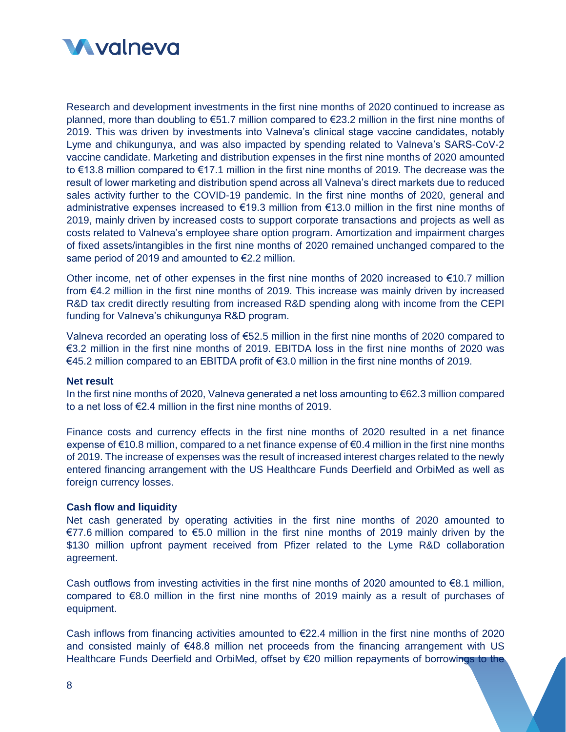Research and development investments in the first nine months of 2020 continued to increase as planned, more than doubling to €51.7 million compared to €23.2 million in the first nine months of 2019. This was driven by investments into Valneva's clinical stage vaccine candidates, notably Lyme and chikungunya, and was also impacted by spending related to Valneva's SARS-CoV-2 vaccine candidate. Marketing and distribution expenses in the first nine months of 2020 amounted to €13.8 million compared to €17.1 million in the first nine months of 2019. The decrease was the result of lower marketing and distribution spend across all Valneva's direct markets due to reduced sales activity further to the COVID-19 pandemic. In the first nine months of 2020, general and administrative expenses increased to €19.3 million from €13.0 million in the first nine months of 2019, mainly driven by increased costs to support corporate transactions and projects as well as costs related to Valneva's employee share option program. Amortization and impairment charges of fixed assets/intangibles in the first nine months of 2020 remained unchanged compared to the same period of 2019 and amounted to €2.2 million.

Other income, net of other expenses in the first nine months of 2020 increased to €10.7 million from €4.2 million in the first nine months of 2019. This increase was mainly driven by increased R&D tax credit directly resulting from increased R&D spending along with income from the CEPI funding for Valneva's chikungunya R&D program.

Valneva recorded an operating loss of €52.5 million in the first nine months of 2020 compared to €3.2 million in the first nine months of 2019. EBITDA loss in the first nine months of 2020 was €45.2 million compared to an EBITDA profit of €3.0 million in the first nine months of 2019.

**Net result**

In the first nine months of 2020, Valneva generated a net loss amounting to €62.3 million compared to a net loss of €2.4 million in the first nine months of 2019.

Finance costs and currency effects in the first nine months of 2020 resulted in a net finance expense of €10.8 million, compared to a net finance expense of €0.4 million in the first nine months of 2019. The increase of expenses was the result of increased interest charges related to the newly entered financing arrangement with the US Healthcare Funds Deerfield and OrbiMed as well as foreign currency losses.

**Cash flow and liquidity**

Net cash generated by operating activities in the first nine months of 2020 amounted to €77.6 million compared to €5.0 million in the first nine months of 2019 mainly driven by the $130 million upfront payment received from Pfizer related to the Lyme R&D collaboration agreement.

Cash outflows from investing activities in the first nine months of 2020 amounted to €8.1 million, compared to €8.0 million in the first nine months of 2019 mainly as a result of purchases of equipment.

Cash inflows from financing activities amounted to €22.4 million in the first nine months of 2020 and consisted mainly of €48.8 million net proceeds from the financing arrangement with US Healthcare Funds Deerfield and OrbiMed, offset by €20 million repayments of borrowings to the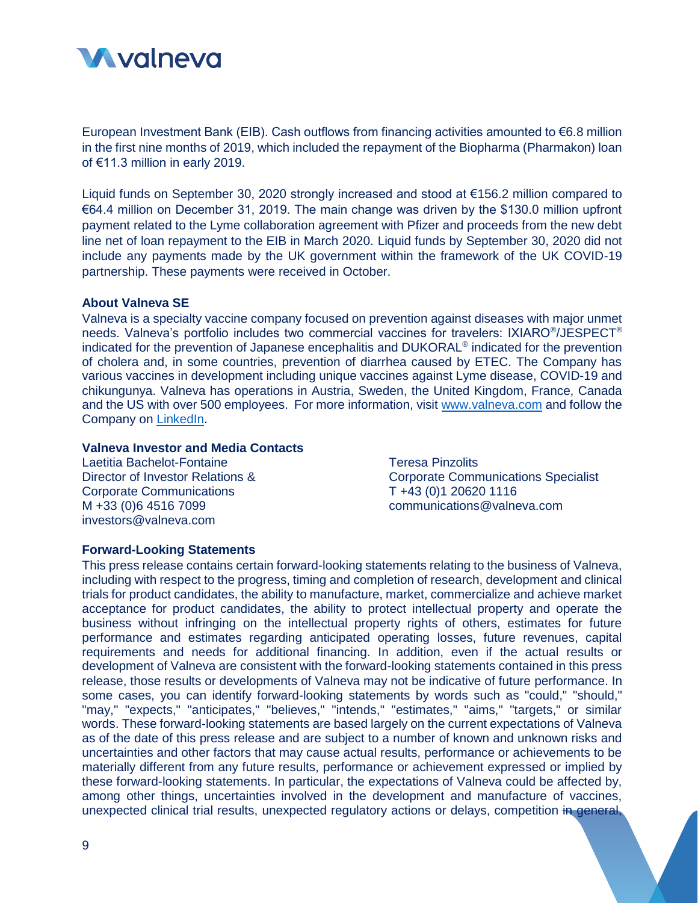European Investment Bank (EIB). Cash outflows from financing activities amounted to €6.8 million in the first nine months of 2019, which included the repayment of the Biopharma (Pharmakon) loan of €11.3 million in early 2019.

Liquid funds on September 30, 2020 strongly increased and stood at €156.2 million compared to €64.4 million on December 31, 2019. The main change was driven by the $130.0 million upfront payment related to the Lyme collaboration agreement with Pfizer and proceeds from the new debt line net of loan repayment to the EIB in March 2020. Liquid funds by September 30, 2020 did not include any payments made by the UK government within the framework of the UK COVID-19 partnership. These payments were received in October.

**About Valneva SE**

Valneva is a specialty vaccine company focused on prevention against diseases with major unmet needs. Valneva's portfolio includes two commercial vaccines for travelers: IXIARO®/JESPECT® indicated for the prevention of Japanese encephalitis and DUKORAL® indicated for the prevention of cholera and, in some countries, prevention of diarrhea caused by ETEC. The Company has various vaccines in development including unique vaccines against Lyme disease, COVID-19 and chikungunya. Valneva has operations in Austria, Sweden, the United Kingdom, France, Canada and the US with over 500 employees. For more information, visit [www.valneva.com](http://www.valneva.com) and follow the Company on [LinkedIn](LinkedIn).

**Valneva Investor and Media Contacts**

Laetitia Bachelot-Fontaine
Director of Investor Relations & Corporate Communications
M +33 (0)6 4516 7099
investors@valneva.com

Teresa Pinzolits
Corporate Communications Specialist
T +43 (0)1 20620 1116
communications@valneva.com

**Forward-Looking Statements**

This press release contains certain forward-looking statements relating to the business of Valneva, including with respect to the progress, timing and completion of research, development and clinical trials for product candidates, the ability to manufacture, market, commercialize and achieve market acceptance for product candidates, the ability to protect intellectual property and operate the business without infringing on the intellectual property rights of others, estimates for future performance and estimates regarding anticipated operating losses, future revenues, capital requirements and needs for additional financing. In addition, even if the actual results or development of Valneva are consistent with the forward-looking statements contained in this press release, those results or developments of Valneva may not be indicative of future performance. In some cases, you can identify forward-looking statements by words such as "could," "should," "may," "expects," "anticipates," "believes," "intends," "estimates," "aims," "targets," or similar words. These forward-looking statements are based largely on the current expectations of Valneva as of the date of this press release and are subject to a number of known and unknown risks and uncertainties and other factors that may cause actual results, performance or achievements to be materially different from any future results, performance or achievement expressed or implied by these forward-looking statements. In particular, the expectations of Valneva could be affected by, among other things, uncertainties involved in the development and manufacture of vaccines, unexpected clinical trial results, unexpected regulatory actions or delays, competition in general,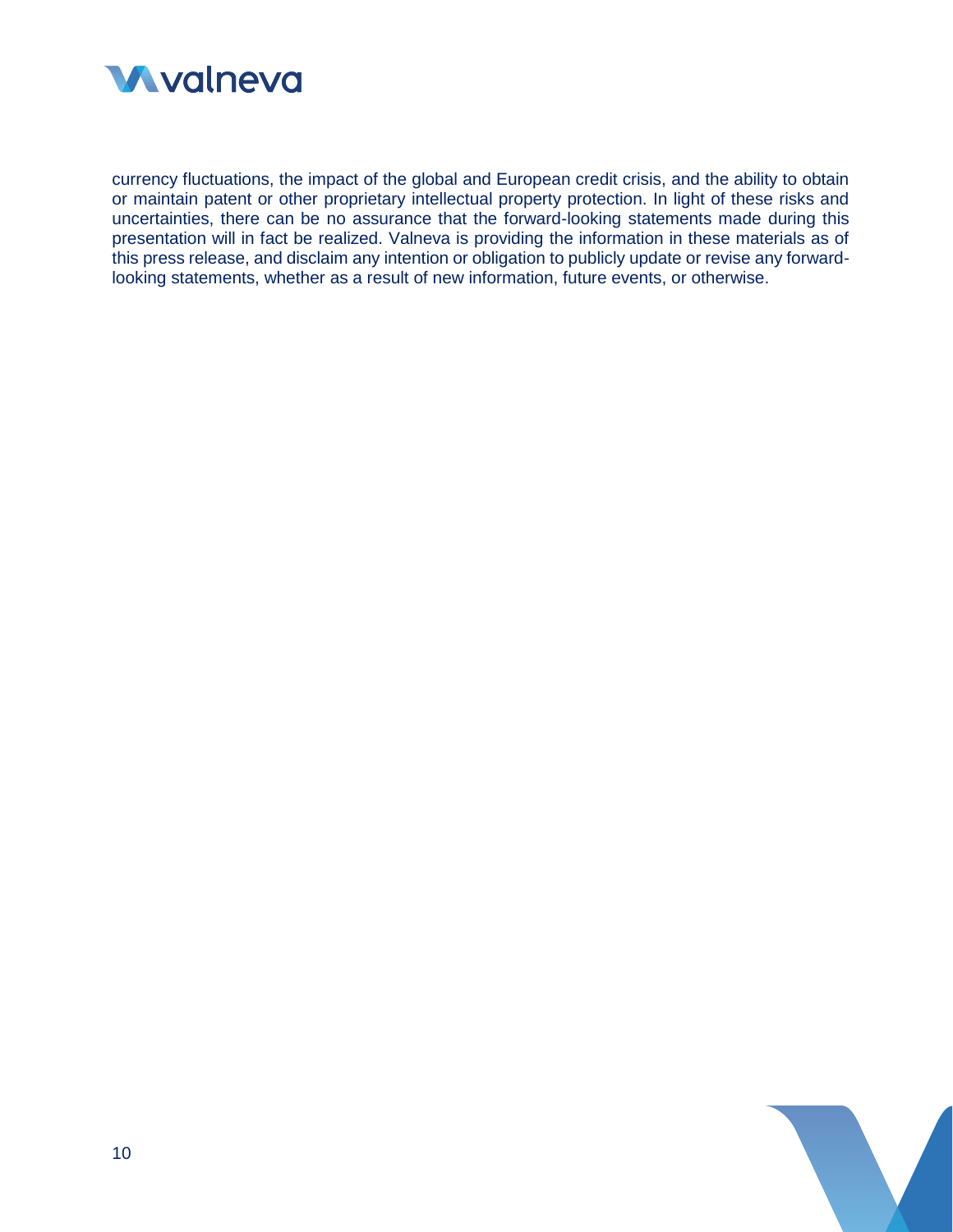currency fluctuations, the impact of the global and European credit crisis, and the ability to obtain or maintain patent or other proprietary intellectual property protection. In light of these risks and uncertainties, there can be no assurance that the forward-looking statements made during this presentation will in fact be realized. Valneva is providing the information in these materials as of this press release, and disclaim any intention or obligation to publicly update or revise any forward-looking statements, whether as a result of new information, future events, or otherwise.